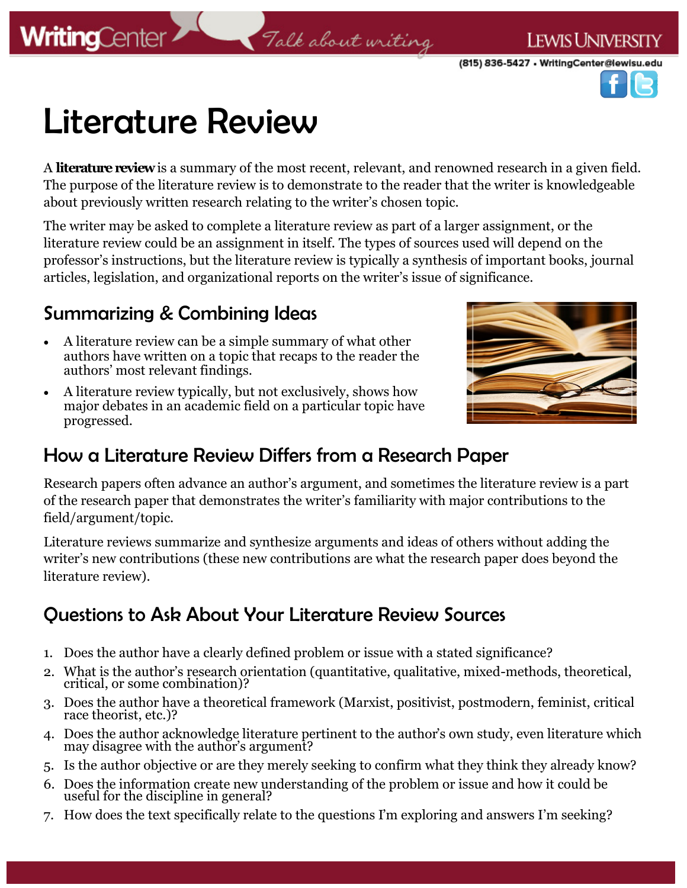# Literature Review

A **literature review** is a summary of the most recent, relevant, and renowned research in a given field. The purpose of the literature review is to demonstrate to the reader that the writer is knowledgeable about previously written research relating to the writer's chosen topic.

The writer may be asked to complete a literature review as part of a larger assignment, or the literature review could be an assignment in itself. The types of sources used will depend on the professor's instructions, but the literature review is typically a synthesis of important books, journal articles, legislation, and organizational reports on the writer's issue of significance.

## Summarizing & Combining Ideas

- A literature review can be a simple summary of what other authors have written on a topic that recaps to the reader the authors' most relevant findings.
- A literature review typically, but not exclusively, shows how major debates in an academic field on a particular topic have progressed.

## How a Literature Review Differs from a Research Paper

Research papers often advance an author's argument, and sometimes the literature review is a part of the research paper that demonstrates the writer's familiarity with major contributions to the field/argument/topic.

Literature reviews summarize and synthesize arguments and ideas of others without adding the writer's new contributions (these new contributions are what the research paper does beyond the literature review).

## Questions to Ask About Your Literature Review Sources

1. Does the author have a clearly defined problem or issue with a stated significance?
2. What is the author's research orientation (quantitative, qualitative, mixed-methods, theoretical, critical, or some combination)?
3. Does the author have a theoretical framework (Marxist, positivist, postmodern, feminist, critical race theorist, etc.)?
4. Does the author acknowledge literature pertinent to the author's own study, even literature which may disagree with the author's argument?
5. Is the author objective or are they merely seeking to confirm what they think they already know?
6. Does the information create new understanding of the problem or issue and how it could be useful for the discipline in general?
7. How does the text specifically relate to the questions I'm exploring and answers I'm seeking?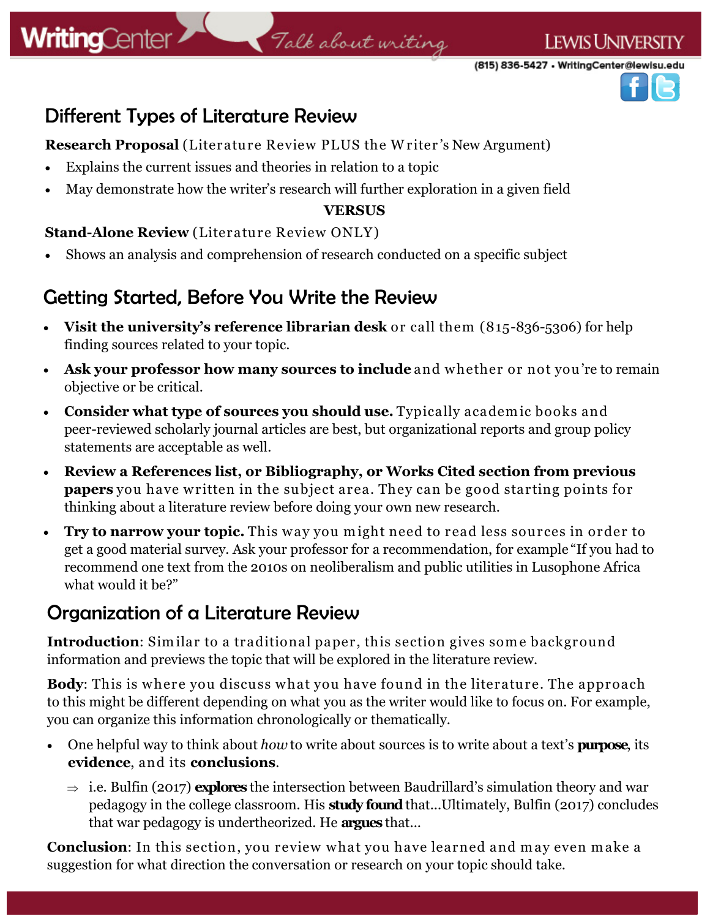## Different Types of Literature Review

**Research Proposal** (Literature Review PLUS the Writer's New Argument)

- Explains the current issues and theories in relation to a topic
- May demonstrate how the writer's research will further exploration in a given field

**VERSUS**

**Stand-Alone Review** (Literature Review ONLY)

- Shows an analysis and comprehension of research conducted on a specific subject

## Getting Started, Before You Write the Review

- **Visit the university's reference librarian desk** or call them (815-836-5306) for help finding sources related to your topic.
- **Ask your professor how many sources to include** and whether or not you're to remain objective or be critical.
- **Consider what type of sources you should use.** Typically academic books and peer-reviewed scholarly journal articles are best, but organizational reports and group policy statements are acceptable as well.
- **Review a References list, or Bibliography, or Works Cited section from previous papers** you have written in the subject area. They can be good starting points for thinking about a literature review before doing your own new research.
- **Try to narrow your topic.** This way you might need to read less sources in order to get a good material survey. Ask your professor for a recommendation, for example "If you had to recommend one text from the 2010s on neoliberalism and public utilities in Lusophone Africa what would it be?"

## Organization of a Literature Review

**Introduction**: Similar to a traditional paper, this section gives some background information and previews the topic that will be explored in the literature review.

**Body**: This is where you discuss what you have found in the literature. The approach to this might be different depending on what you as the writer would like to focus on. For example, you can organize this information chronologically or thematically.

- One helpful way to think about *how* to write about sources is to write about a text's **purpose**, its **evidence**, and its **conclusions**.
  - ⇒ i.e. Bulfin (2017) **explores** the intersection between Baudrillard's simulation theory and war pedagogy in the college classroom. His **study found** that...Ultimately, Bulfin (2017) concludes that war pedagogy is undertheorized. He **argues** that...

**Conclusion**: In this section, you review what you have learned and may even make a suggestion for what direction the conversation or research on your topic should take.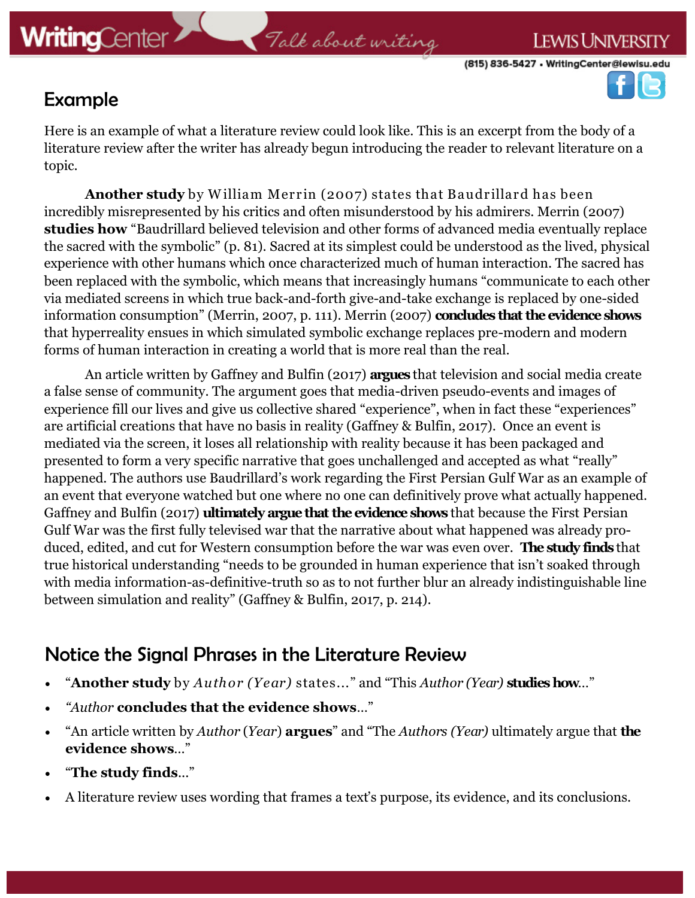## Example

Here is an example of what a literature review could look like. This is an excerpt from the body of a literature review after the writer has already begun introducing the reader to relevant literature on a topic.

**Another study** by William Merrin (2007) states that Baudrillard has been incredibly misrepresented by his critics and often misunderstood by his admirers. Merrin (2007) **studies how** "Baudrillard believed television and other forms of advanced media eventually replace the sacred with the symbolic" (p. 81). Sacred at its simplest could be understood as the lived, physical experience with other humans which once characterized much of human interaction. The sacred has been replaced with the symbolic, which means that increasingly humans "communicate to each other via mediated screens in which true back-and-forth give-and-take exchange is replaced by one-sided information consumption" (Merrin, 2007, p. 111). Merrin (2007) **concludes that the evidence shows** that hyperreality ensues in which simulated symbolic exchange replaces pre-modern and modern forms of human interaction in creating a world that is more real than the real.

An article written by Gaffney and Bulfin (2017) **argues** that television and social media create a false sense of community. The argument goes that media-driven pseudo-events and images of experience fill our lives and give us collective shared "experience", when in fact these "experiences" are artificial creations that have no basis in reality (Gaffney & Bulfin, 2017). Once an event is mediated via the screen, it loses all relationship with reality because it has been packaged and presented to form a very specific narrative that goes unchallenged and accepted as what "really" happened. The authors use Baudrillard's work regarding the First Persian Gulf War as an example of an event that everyone watched but one where no one can definitively prove what actually happened. Gaffney and Bulfin (2017) **ultimately argue that the evidence shows** that because the First Persian Gulf War was the first fully televised war that the narrative about what happened was already produced, edited, and cut for Western consumption before the war was even over. **The study finds** that true historical understanding "needs to be grounded in human experience that isn't soaked through with media information-as-definitive-truth so as to not further blur an already indistinguishable line between simulation and reality" (Gaffney & Bulfin, 2017, p. 214).

## Notice the Signal Phrases in the Literature Review

- "**Another study** by *Author (Year)* states…" and "This *Author (Year)* **studies how**…"
- "*Author* **concludes that the evidence shows**…"
- "An article written by *Author* (*Year*) **argues**" and "The *Authors (Year)* ultimately argue that **the evidence shows**…"
- "**The study finds**…"
- A literature review uses wording that frames a text's purpose, its evidence, and its conclusions.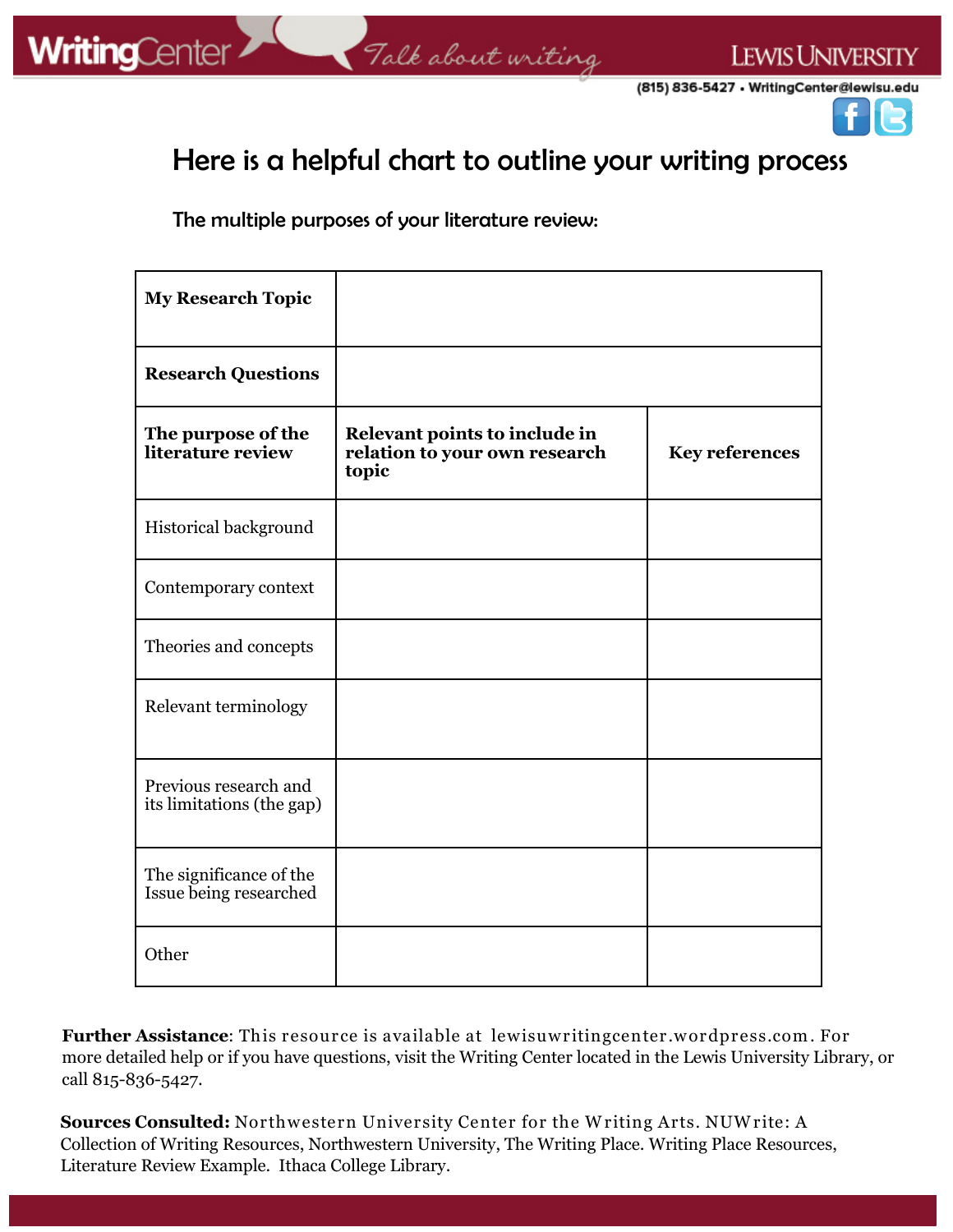# Here is a helpful chart to outline your writing process

## The multiple purposes of your literature review:

| | | |
|---|---|---|
| **My Research Topic** | | |
| **Research Questions** | | |
| **The purpose of the literature review** | **Relevant points to include in relation to your own research topic** | **Key references** |
| Historical background | | |
| Contemporary context | | |
| Theories and concepts | | |
| Relevant terminology | | |
| Previous research and its limitations (the gap) | | |
| The significance of the Issue being researched | | |
| Other | | |

**Further Assistance**: This resource is available at lewisuwritingcenter.wordpress.com. For more detailed help or if you have questions, visit the Writing Center located in the Lewis University Library, or call 815-836-5427.

**Sources Consulted:** Northwestern University Center for the Writing Arts. NUWrite: A Collection of Writing Resources, Northwestern University, The Writing Place. Writing Place Resources, Literature Review Example. Ithaca College Library.